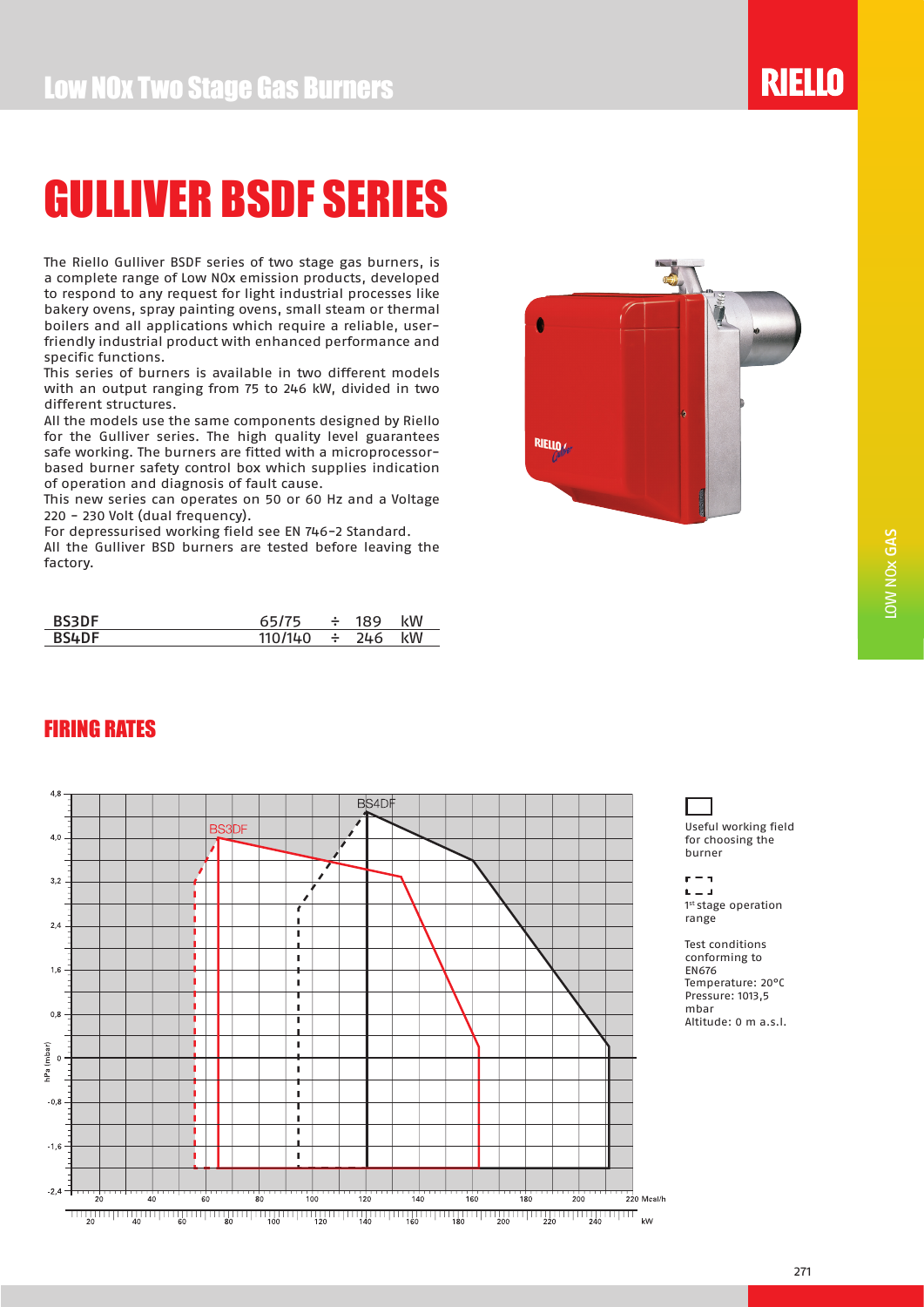# GULLIVER BSDF SERIES

The Riello Gulliver BSDF series of two stage gas burners, is a complete range of Low NOx emission products, developed to respond to any request for light industrial processes like bakery ovens, spray painting ovens, small steam or thermal boilers and all applications which require a reliable, user-friendly industrial product with enhanced performance and specific functions.

This series of burners is available in two different models with an output ranging from 75 to 246 kW, divided in two different structures.

All the models use the same components designed by Riello for the Gulliver series. The high quality level guarantees safe working. The burners are fitted with a microprocessor-based burner safety control box which supplies indication of operation and diagnosis of fault cause.

This new series can operates on 50 or 60 Hz and a Voltage 220 - 230 Volt (dual frequency).

For depressurised working field see EN 746-2 Standard.

All the Gulliver BSD burners are tested before leaving the factory.

| | | | | |
|---|---|---|---|---|
| **BS3DF** | 65/75 | ÷ | 189 | kW |
| **BS4DF** | 110/140 | ÷ | 246 | kW |

## FIRING RATES

Useful working field for choosing the burner

1st stage operation range

Test conditions conforming to EN676
Temperature: 20°C
Pressure: 1013,5 mbar
Altitude: 0 m a.s.l.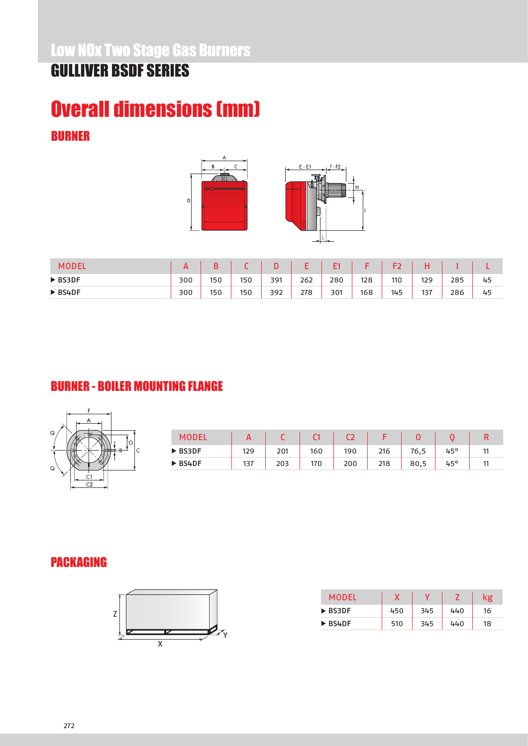# Low NOx Two Stage Gas Burners

## GULLIVER BSDF SERIES

# Overall dimensions (mm)

## BURNER

| MODEL | A | B | C | D | E | E1 | F | F2 | H | I | L |
|---|---|---|---|---|---|---|---|---|---|---|---|
| ▶ BS3DF | 300 | 150 | 150 | 391 | 262 | 280 | 128 | 110 | 129 | 285 | 45 |
| ▶ BS4DF | 300 | 150 | 150 | 392 | 278 | 301 | 168 | 145 | 137 | 286 | 45 |

## BURNER - BOILER MOUNTING FLANGE

| MODEL | A | C | C1 | C2 | F | O | Q | R |
|---|---|---|---|---|---|---|---|---|
| ▶ BS3DF | 129 | 201 | 160 | 190 | 216 | 76,5 | 45° | 11 |
| ▶ BS4DF | 137 | 203 | 170 | 200 | 218 | 80,5 | 45° | 11 |

## PACKAGING

| MODEL | X | Y | Z | kg |
|---|---|---|---|---|
| ▶ BS3DF | 450 | 345 | 440 | 16 |
| ▶ BS4DF | 510 | 345 | 440 | 18 |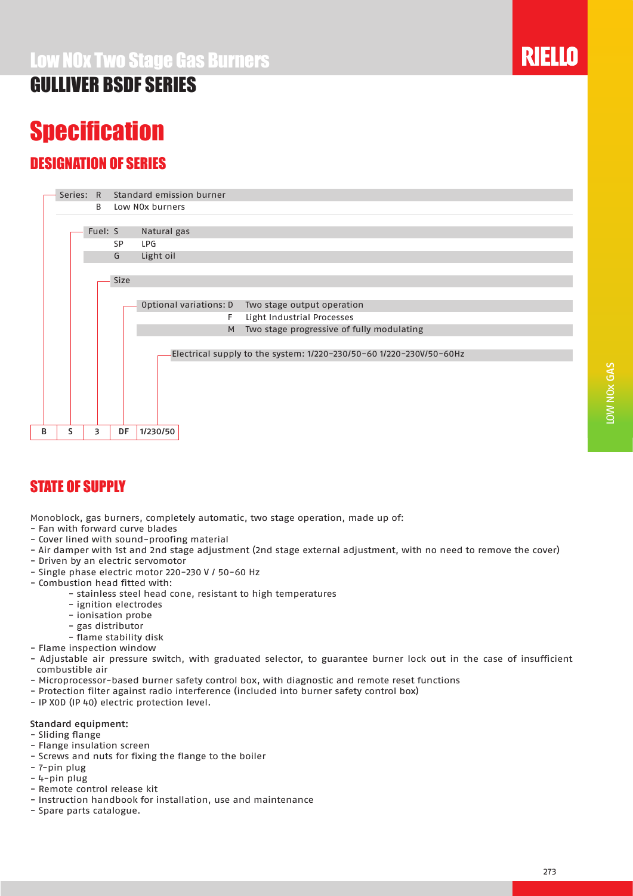# Low NOx Two Stage Gas Burners

## GULLIVER BSDF SERIES

# Specification

## DESIGNATION OF SERIES

Series: R Standard emission burner
B Low NOx burners

Fuel: S Natural gas
SP LPG
G Light oil

Size

Optional variations: D Two stage output operation
F Light Industrial Processes
M Two stage progressive of fully modulating

Electrical supply to the system: 1/220-230/50-60 1/220-230V/50-60Hz

| B | S | 3 | DF | 1/230/50 |
|---|---|---|---|---|

## STATE OF SUPPLY

Monoblock, gas burners, completely automatic, two stage operation, made up of:

- Fan with forward curve blades
- Cover lined with sound-proofing material
- Air damper with 1st and 2nd stage adjustment (2nd stage external adjustment, with no need to remove the cover)
- Driven by an electric servomotor
- Single phase electric motor 220-230 V / 50-60 Hz
- Combustion head fitted with:
    - stainless steel head cone, resistant to high temperatures
    - ignition electrodes
    - ionisation probe
    - gas distributor
    - flame stability disk
- Flame inspection window
- Adjustable air pressure switch, with graduated selector, to guarantee burner lock out in the case of insufficient combustible air
- Microprocessor-based burner safety control box, with diagnostic and remote reset functions
- Protection filter against radio interference (included into burner safety control box)
- IP X0D (IP 40) electric protection level.

**Standard equipment:**

- Sliding flange
- Flange insulation screen
- Screws and nuts for fixing the flange to the boiler
- 7-pin plug
- 4-pin plug
- Remote control release kit
- Instruction handbook for installation, use and maintenance
- Spare parts catalogue.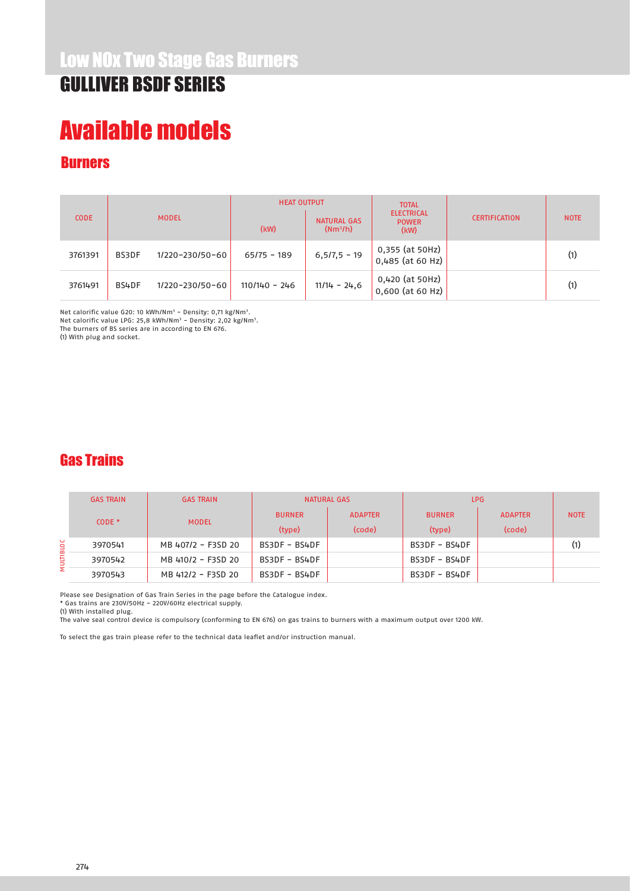# Low NOx Two Stage Gas Burners

## GULLIVER BSDF SERIES

# Available models

## Burners

| CODE | MODEL | | HEAT OUTPUT | | TOTAL ELECTRICAL POWER (kW) | CERTIFICATION | NOTE |
|---|---|---|---|---|---|---|---|
| | | | (kW) | NATURAL GAS ($Nm^3/h$) | | | |
| 3761391 | BS3DF | 1/220-230/50-60 | 65/75 - 189 | 6,5/7,5 - 19 | 0,355 (at 50Hz) 0,485 (at 60 Hz) | | (1) |
| 3761491 | BS4DF | 1/220-230/50-60 | 110/140 - 246 | 11/14 - 24,6 | 0,420 (at 50Hz) 0,600 (at 60 Hz) | | (1) |

Net calorific value G20: 10 kWh/Nm³ - Density: 0,71 kg/Nm³.
Net calorific value LPG: 25,8 kWh/Nm³ - Density: 2,02 kg/Nm³.
The burners of BS series are in according to EN 676.
(1) With plug and socket.

## Gas Trains

| | GAS TRAIN | GAS TRAIN | NATURAL GAS | | LPG | | |
|---|---|---|---|---|---|---|---|
| | CODE * | MODEL | BURNER (type) | ADAPTER (code) | BURNER (type) | ADAPTER (code) | NOTE |
| MULTIBLOC | 3970541 | MB 407/2 - F3SD 20 | BS3DF - BS4DF | | BS3DF - BS4DF | | (1) |
| | 3970542 | MB 410/2 - F3SD 20 | BS3DF - BS4DF | | BS3DF - BS4DF | | |
| | 3970543 | MB 412/2 - F3SD 20 | BS3DF - BS4DF | | BS3DF - BS4DF | | |

Please see Designation of Gas Train Series in the page before the Catalogue index.
* Gas trains are 230V/50Hz - 220V/60Hz electrical supply.
(1) With installed plug.
The valve seal control device is compulsory (conforming to EN 676) on gas trains to burners with a maximum output over 1200 kW.

To select the gas train please refer to the technical data leaflet and/or instruction manual.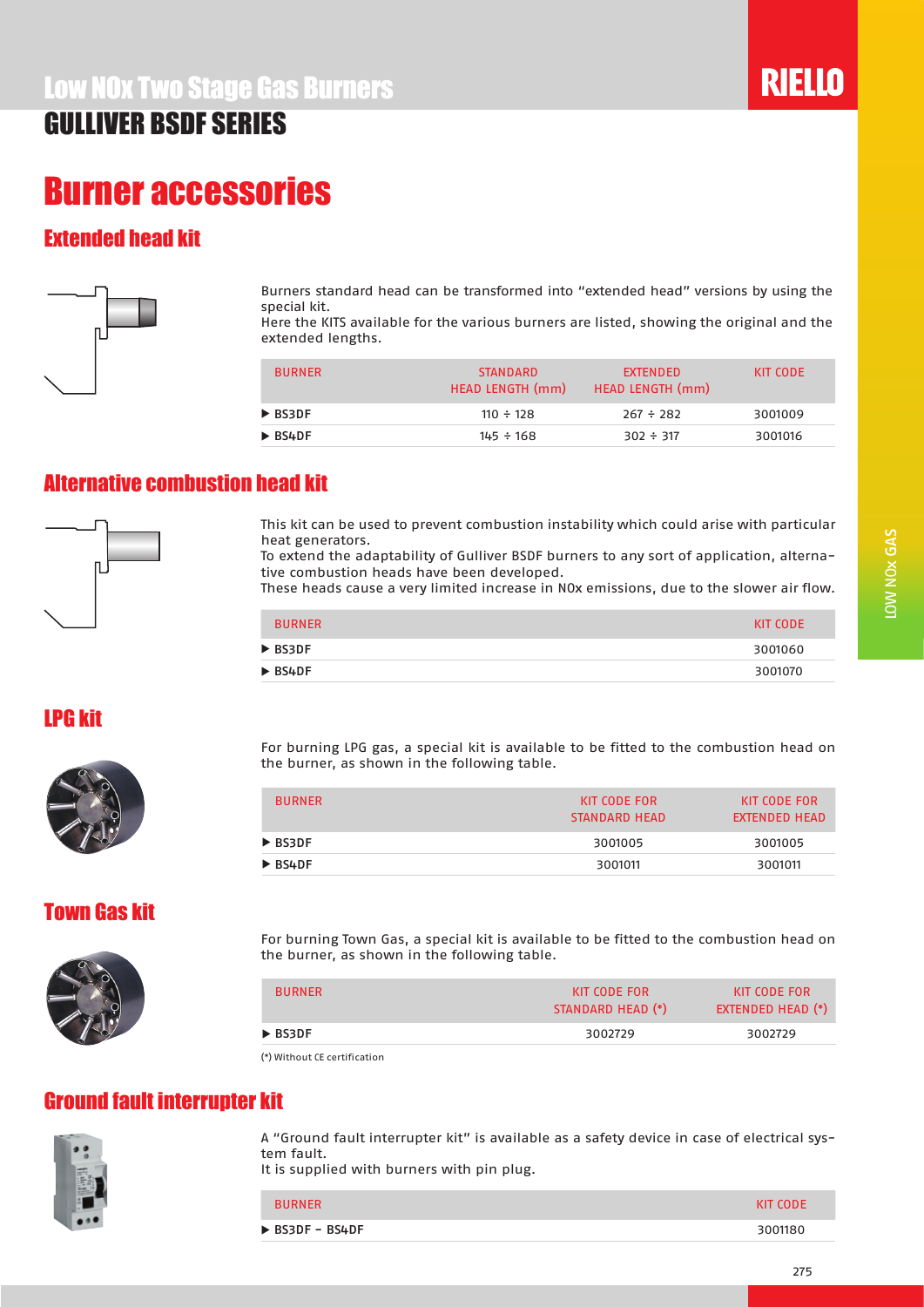# Low NOx Two Stage Gas Burners

## GULLIVER BSDF SERIES

# Burner accessories

## Extended head kit

Burners standard head can be transformed into "extended head" versions by using the special kit.
Here the KITS available for the various burners are listed, showing the original and the extended lengths.

| BURNER | STANDARD HEAD LENGTH (mm) | EXTENDED HEAD LENGTH (mm) | KIT CODE |
|---|---|---|---|
| ▶ BS3DF | 110 ÷ 128 | 267 ÷ 282 | 3001009 |
| ▶ BS4DF | 145 ÷ 168 | 302 ÷ 317 | 3001016 |

## Alternative combustion head kit

This kit can be used to prevent combustion instability which could arise with particular heat generators.
To extend the adaptability of Gulliver BSDF burners to any sort of application, alternative combustion heads have been developed.
These heads cause a very limited increase in NOx emissions, due to the slower air flow.

| BURNER | KIT CODE |
|---|---|
| ▶ BS3DF | 3001060 |
| ▶ BS4DF | 3001070 |

## LPG kit

For burning LPG gas, a special kit is available to be fitted to the combustion head on the burner, as shown in the following table.

| BURNER | KIT CODE FOR STANDARD HEAD | KIT CODE FOR EXTENDED HEAD |
|---|---|---|
| ▶ BS3DF | 3001005 | 3001005 |
| ▶ BS4DF | 3001011 | 3001011 |

## Town Gas kit

For burning Town Gas, a special kit is available to be fitted to the combustion head on the burner, as shown in the following table.

| BURNER | KIT CODE FOR STANDARD HEAD (*) | KIT CODE FOR EXTENDED HEAD (*) |
|---|---|---|
| ▶ BS3DF | 3002729 | 3002729 |

(*) Without CE certification

## Ground fault interrupter kit

A "Ground fault interrupter kit" is available as a safety device in case of electrical system fault.
It is supplied with burners with pin plug.

| BURNER | KIT CODE |
|---|---|
| ▶ BS3DF - BS4DF | 3001180 |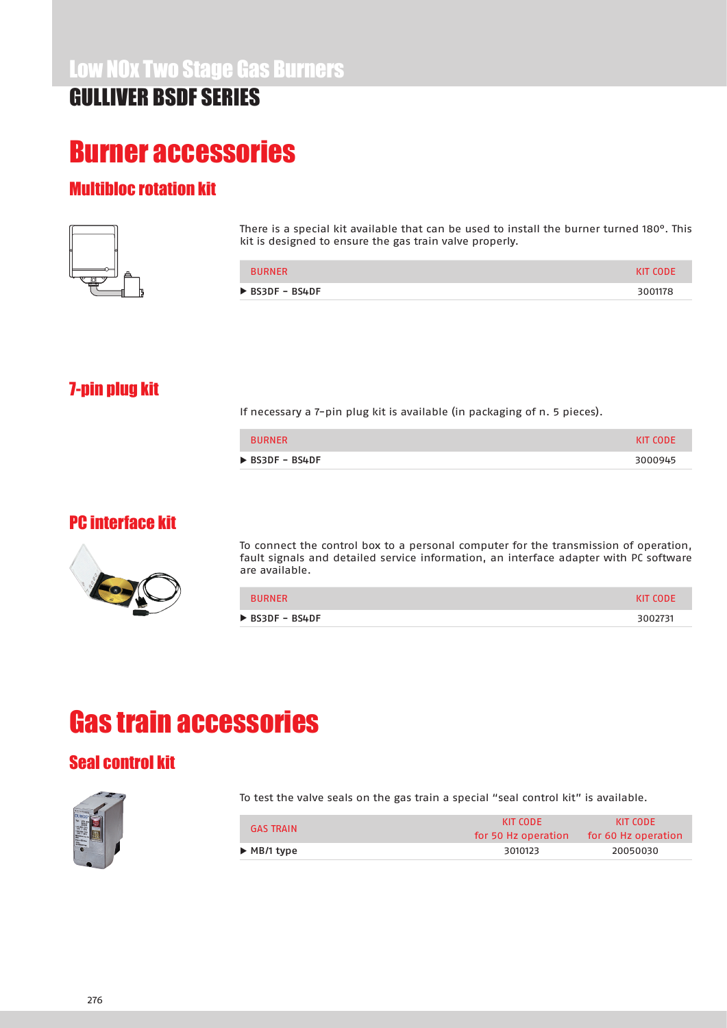# Low NOx Two Stage Gas Burners
## GULLIVER BSDF SERIES

# Burner accessories

## Multibloc rotation kit

There is a special kit available that can be used to install the burner turned 180°. This kit is designed to ensure the gas train valve properly.

| BURNER | KIT CODE |
|---|---|
| ▶ BS3DF - BS4DF | 3001178 |

## 7-pin plug kit

If necessary a 7-pin plug kit is available (in packaging of n. 5 pieces).

| BURNER | KIT CODE |
|---|---|
| ▶ BS3DF - BS4DF | 3000945 |

## PC interface kit

To connect the control box to a personal computer for the transmission of operation, fault signals and detailed service information, an interface adapter with PC software are available.

| BURNER | KIT CODE |
|---|---|
| ▶ BS3DF - BS4DF | 3002731 |

# Gas train accessories

## Seal control kit

To test the valve seals on the gas train a special "seal control kit" is available.

| GAS TRAIN | KIT CODE for 50 Hz operation | KIT CODE for 60 Hz operation |
|---|---|---|
| ▶ MB/1 type | 3010123 | 20050030 |